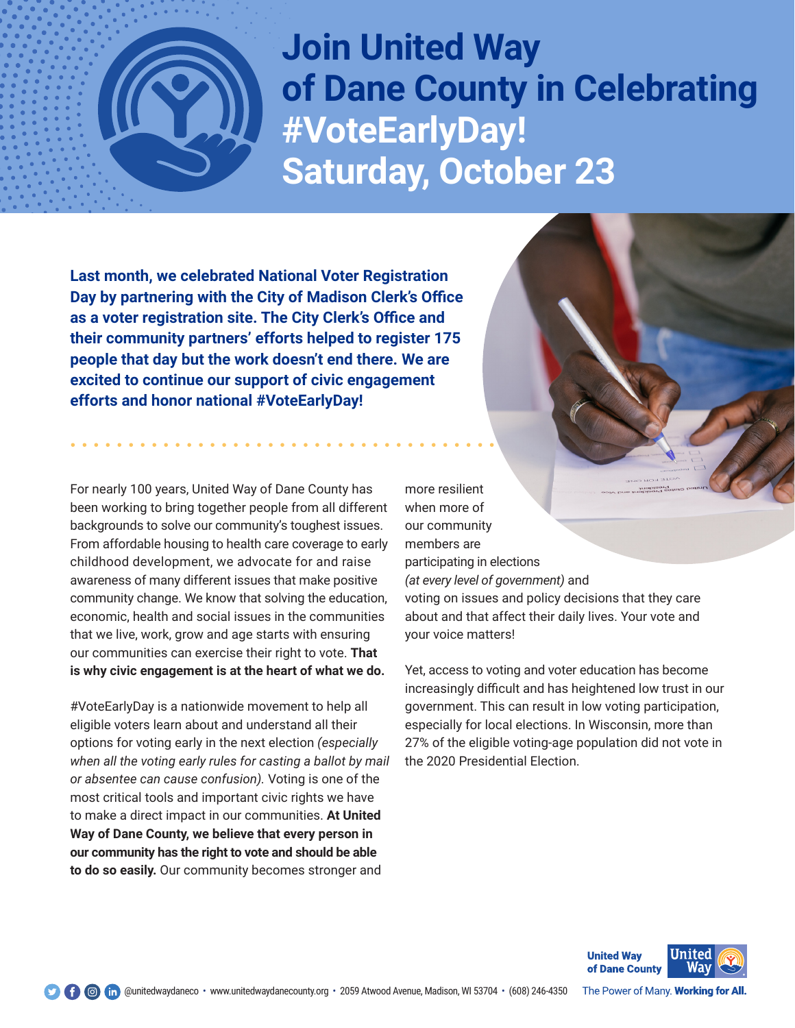# Join United Way of Dane County in Celebrating #VoteEarlyDay! Saturday, October 23

**Last month, we celebrated National Voter Registration Day by partnering with the City of Madison Clerk's Office as a voter registration site. The City Clerk's Office and their community partners' efforts helped to register 175 people that day but the work doesn't end there. We are excited to continue our support of civic engagement efforts and honor national #VoteEarlyDay!**

For nearly 100 years, United Way of Dane County has been working to bring together people from all different backgrounds to solve our community's toughest issues. From affordable housing to health care coverage to early childhood development, we advocate for and raise awareness of many different issues that make positive community change. We know that solving the education, economic, health and social issues in the communities that we live, work, grow and age starts with ensuring our communities can exercise their right to vote. **That is why civic engagement is at the heart of what we do.**

#VoteEarlyDay is a nationwide movement to help all eligible voters learn about and understand all their options for voting early in the next election *(especially when all the voting early rules for casting a ballot by mail or absentee can cause confusion).* Voting is one of the most critical tools and important civic rights we have to make a direct impact in our communities. **At United Way of Dane County, we believe that every person in our community has the right to vote and should be able to do so easily.** Our community becomes stronger and more resilient when more of our community members are participating in elections *(at every level of government)* and voting on issues and policy decisions that they care about and that affect their daily lives. Your vote and your voice matters!

Yet, access to voting and voter education has become increasingly difficult and has heightened low trust in our government. This can result in low voting participation, especially for local elections. In Wisconsin, more than 27% of the eligible voting-age population did not vote in the 2020 Presidential Election.

United Way of Dane County

@unitedwaydaneco • www.unitedwaydanecounty.org • 2059 Atwood Avenue, Madison, WI 53704 • (608) 246-4350

The Power of Many. **Working for All.**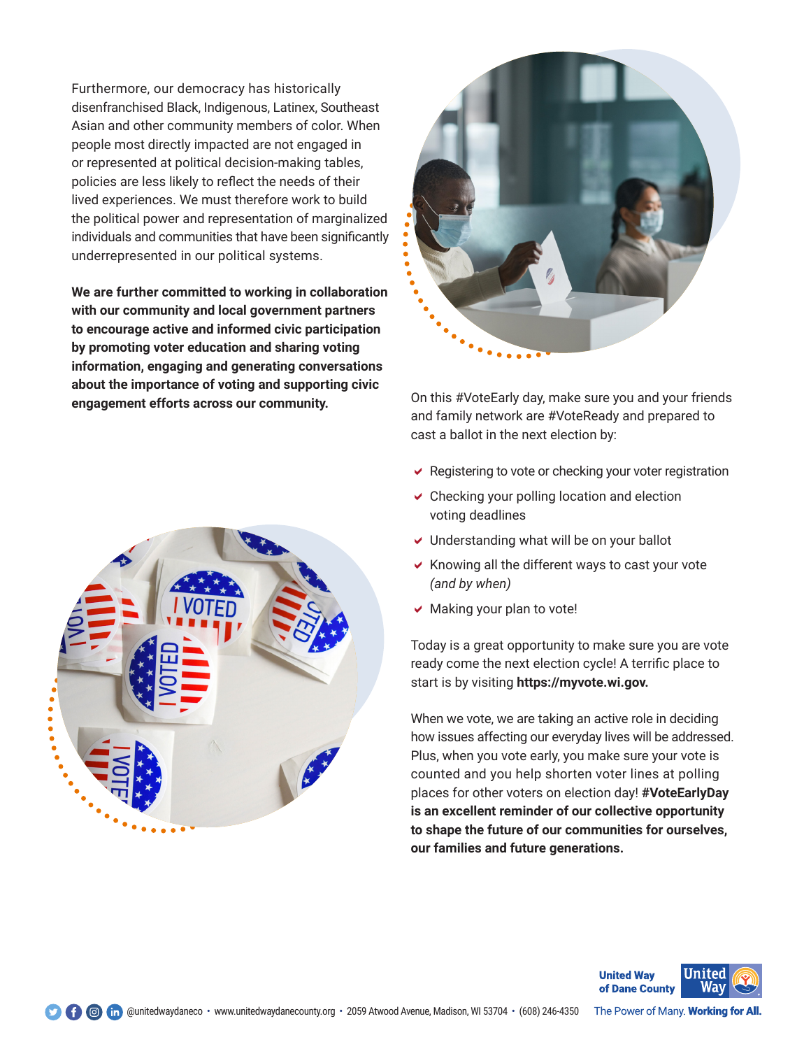Furthermore, our democracy has historically disenfranchised Black, Indigenous, Latinex, Southeast Asian and other community members of color. When people most directly impacted are not engaged in or represented at political decision-making tables, policies are less likely to reflect the needs of their lived experiences. We must therefore work to build the political power and representation of marginalized individuals and communities that have been significantly underrepresented in our political systems.

**We are further committed to working in collaboration with our community and local government partners to encourage active and informed civic participation by promoting voter education and sharing voting information, engaging and generating conversations about the importance of voting and supporting civic engagement efforts across our community.**

On this #VoteEarly day, make sure you and your friends and family network are #VoteReady and prepared to cast a ballot in the next election by:

- Registering to vote or checking your voter registration
- Checking your polling location and election voting deadlines
- Understanding what will be on your ballot
- Knowing all the different ways to cast your vote *(and by when)*
- Making your plan to vote!

Today is a great opportunity to make sure you are vote ready come the next election cycle! A terrific place to start is by visiting **https://myvote.wi.gov.**

When we vote, we are taking an active role in deciding how issues affecting our everyday lives will be addressed. Plus, when you vote early, you make sure your vote is counted and you help shorten voter lines at polling places for other voters on election day! **#VoteEarlyDay is an excellent reminder of our collective opportunity to shape the future of our communities for ourselves, our families and future generations.**

@unitedwaydaneco • www.unitedwaydanecounty.org • 2059 Atwood Avenue, Madison, WI 53704 • (608) 246-4350

United Way of Dane County

The Power of Many. **Working for All.**